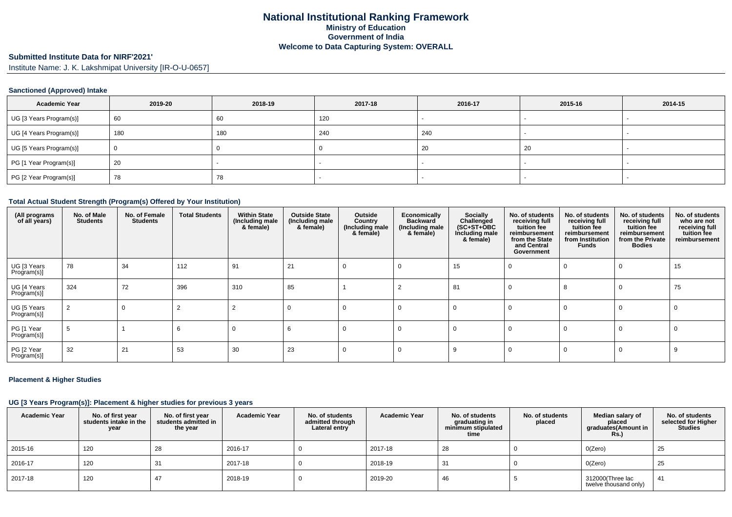# National Institutional Ranking Framework
## Ministry of Education
## Government of India
## Welcome to Data Capturing System: OVERALL

**Submitted Institute Data for NIRF'2021'**

Institute Name: J. K. Lakshmipat University [IR-O-U-0657]

### Sanctioned (Approved) Intake

| Academic Year | 2019-20 | 2018-19 | 2017-18 | 2016-17 | 2015-16 | 2014-15 |
|---|---|---|---|---|---|---|
| UG [3 Years Program(s)] | 60 | 60 | 120 | - | - | - |
| UG [4 Years Program(s)] | 180 | 180 | 240 | 240 | - | - |
| UG [5 Years Program(s)] | 0 | 0 | 0 | 20 | 20 | - |
| PG [1 Year Program(s)] | 20 | - | - | - | - | - |
| PG [2 Year Program(s)] | 78 | 78 | - | - | - | - |

### Total Actual Student Strength (Program(s) Offered by Your Institution)

| (All programs of all years) | No. of Male Students | No. of Female Students | Total Students | Within State (Including male & female) | Outside State (Including male & female) | Outside Country (Including male & female) | Economically Backward (Including male & female) | Socially Challenged (SC+ST+OBC Including male & female) | No. of students receiving full tuition fee reimbursement from the State and Central Government | No. of students receiving full tuition fee reimbursement from Institution Funds | No. of students receiving full tuition fee reimbursement from the Private Bodies | No. of students who are not receiving full tuition fee reimbursement |
|---|---|---|---|---|---|---|---|---|---|---|---|---|
| UG [3 Years Program(s)] | 78 | 34 | 112 | 91 | 21 | 0 | 0 | 15 | 0 | 0 | 0 | 15 |
| UG [4 Years Program(s)] | 324 | 72 | 396 | 310 | 85 | 1 | 2 | 81 | 0 | 8 | 0 | 75 |
| UG [5 Years Program(s)] | 2 | 0 | 2 | 2 | 0 | 0 | 0 | 0 | 0 | 0 | 0 | 0 |
| PG [1 Year Program(s)] | 5 | 1 | 6 | 0 | 6 | 0 | 0 | 0 | 0 | 0 | 0 | 0 |
| PG [2 Year Program(s)] | 32 | 21 | 53 | 30 | 23 | 0 | 0 | 9 | 0 | 0 | 0 | 9 |

### Placement & Higher Studies

#### UG [3 Years Program(s)]: Placement & higher studies for previous 3 years

| Academic Year | No. of first year students intake in the year | No. of first year students admitted in the year | Academic Year | No. of students admitted through Lateral entry | Academic Year | No. of students graduating in minimum stipulated time | No. of students placed | Median salary of placed graduates(Amount in Rs.) | No. of students selected for Higher Studies |
|---|---|---|---|---|---|---|---|---|---|
| 2015-16 | 120 | 28 | 2016-17 | 0 | 2017-18 | 28 | 0 | 0(Zero) | 25 |
| 2016-17 | 120 | 31 | 2017-18 | 0 | 2018-19 | 31 | 0 | 0(Zero) | 25 |
| 2017-18 | 120 | 47 | 2018-19 | 0 | 2019-20 | 46 | 5 | 312000(Three lac twelve thousand only) | 41 |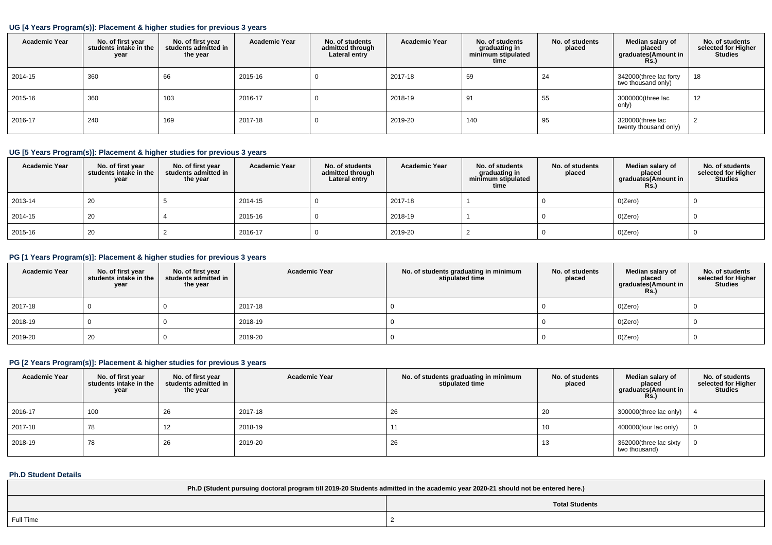### UG [4 Years Program(s)]: Placement & higher studies for previous 3 years

| Academic Year | No. of first year students intake in the year | No. of first year students admitted in the year | Academic Year | No. of students admitted through Lateral entry | Academic Year | No. of students graduating in minimum stipulated time | No. of students placed | Median salary of placed graduates(Amount in Rs.) | No. of students selected for Higher Studies |
|---|---|---|---|---|---|---|---|---|---|
| 2014-15 | 360 | 66 | 2015-16 | 0 | 2017-18 | 59 | 24 | 342000(three lac forty two thousand only) | 18 |
| 2015-16 | 360 | 103 | 2016-17 | 0 | 2018-19 | 91 | 55 | 3000000(three lac only) | 12 |
| 2016-17 | 240 | 169 | 2017-18 | 0 | 2019-20 | 140 | 95 | 320000(three lac twenty thousand only) | 2 |

### UG [5 Years Program(s)]: Placement & higher studies for previous 3 years

| Academic Year | No. of first year students intake in the year | No. of first year students admitted in the year | Academic Year | No. of students admitted through Lateral entry | Academic Year | No. of students graduating in minimum stipulated time | No. of students placed | Median salary of placed graduates(Amount in Rs.) | No. of students selected for Higher Studies |
|---|---|---|---|---|---|---|---|---|---|
| 2013-14 | 20 | 5 | 2014-15 | 0 | 2017-18 | 1 | 0 | 0(Zero) | 0 |
| 2014-15 | 20 | 4 | 2015-16 | 0 | 2018-19 | 1 | 0 | 0(Zero) | 0 |
| 2015-16 | 20 | 2 | 2016-17 | 0 | 2019-20 | 2 | 0 | 0(Zero) | 0 |

### PG [1 Years Program(s)]: Placement & higher studies for previous 3 years

| Academic Year | No. of first year students intake in the year | No. of first year students admitted in the year | Academic Year | No. of students graduating in minimum stipulated time | No. of students placed | Median salary of placed graduates(Amount in Rs.) | No. of students selected for Higher Studies |
|---|---|---|---|---|---|---|---|
| 2017-18 | 0 | 0 | 2017-18 | 0 | 0 | 0(Zero) | 0 |
| 2018-19 | 0 | 0 | 2018-19 | 0 | 0 | 0(Zero) | 0 |
| 2019-20 | 20 | 0 | 2019-20 | 0 | 0 | 0(Zero) | 0 |

### PG [2 Years Program(s)]: Placement & higher studies for previous 3 years

| Academic Year | No. of first year students intake in the year | No. of first year students admitted in the year | Academic Year | No. of students graduating in minimum stipulated time | No. of students placed | Median salary of placed graduates(Amount in Rs.) | No. of students selected for Higher Studies |
|---|---|---|---|---|---|---|---|
| 2016-17 | 100 | 26 | 2017-18 | 26 | 20 | 300000(three lac only) | 4 |
| 2017-18 | 78 | 12 | 2018-19 | 11 | 10 | 400000(four lac only) | 0 |
| 2018-19 | 78 | 26 | 2019-20 | 26 | 13 | 362000(three lac sixty two thousand) | 0 |

### Ph.D Student Details

| Ph.D (Student pursuing doctoral program till 2019-20 Students admitted in the academic year 2020-21 should not be entered here.) | |
|---|---|
| | Total Students |
| Full Time | 2 |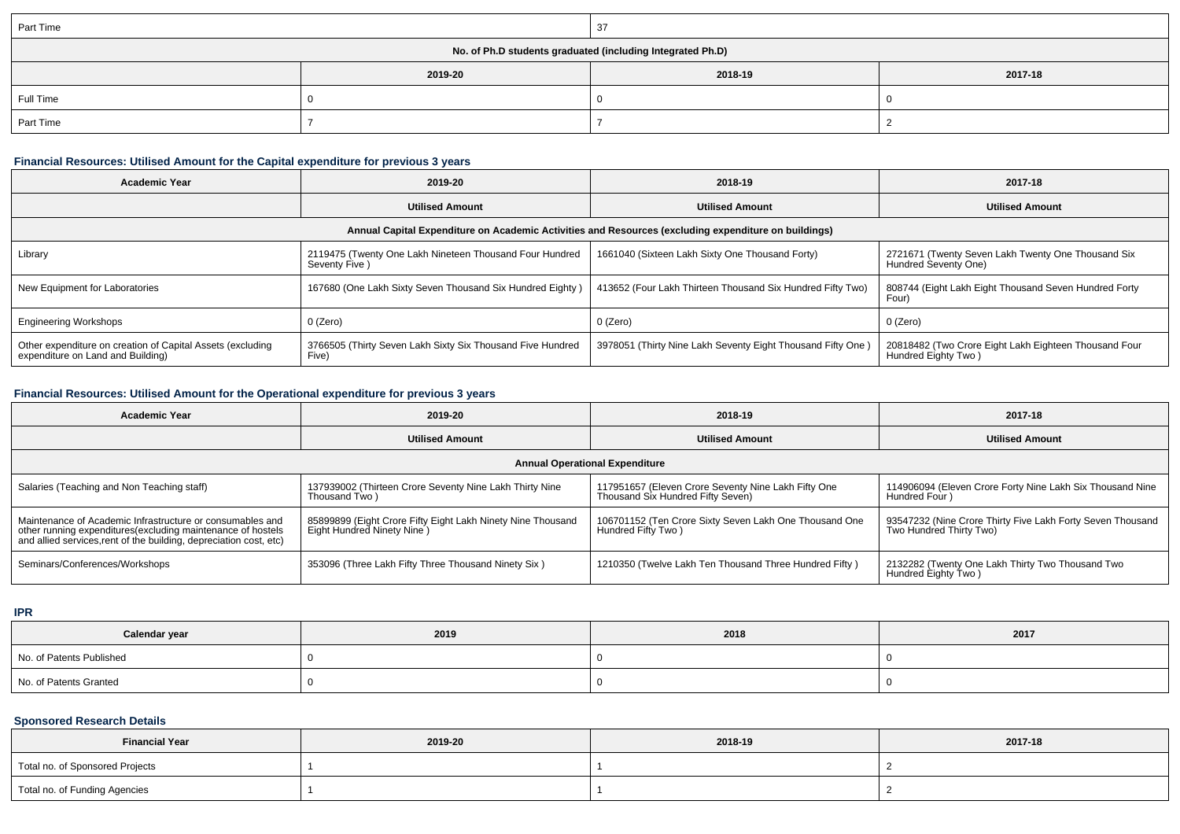| Part Time | 37 | | |
|---|---|---|---|
| **No. of Ph.D students graduated (including Integrated Ph.D)** | | | |
| | **2019-20** | **2018-19** | **2017-18** |
| Full Time | 0 | 0 | 0 |
| Part Time | 7 | 7 | 2 |

### Financial Resources: Utilised Amount for the Capital expenditure for previous 3 years

| Academic Year | 2019-20 | 2018-19 | 2017-18 |
|---|---|---|---|
| | **Utilised Amount** | **Utilised Amount** | **Utilised Amount** |
| **Annual Capital Expenditure on Academic Activities and Resources (excluding expenditure on buildings)** | | | |
| Library | 2119475 (Twenty One Lakh Nineteen Thousand Four Hundred Seventy Five ) | 1661040 (Sixteen Lakh Sixty One Thousand Forty) | 2721671 (Twenty Seven Lakh Twenty One Thousand Six Hundred Seventy One) |
| New Equipment for Laboratories | 167680 (One Lakh Sixty Seven Thousand Six Hundred Eighty ) | 413652 (Four Lakh Thirteen Thousand Six Hundred Fifty Two) | 808744 (Eight Lakh Eight Thousand Seven Hundred Forty Four) |
| Engineering Workshops | 0 (Zero) | 0 (Zero) | 0 (Zero) |
| Other expenditure on creation of Capital Assets (excluding expenditure on Land and Building) | 3766505 (Thirty Seven Lakh Sixty Six Thousand Five Hundred Five) | 3978051 (Thirty Nine Lakh Seventy Eight Thousand Fifty One ) | 20818482 (Two Crore Eight Lakh Eighteen Thousand Four Hundred Eighty Two ) |

### Financial Resources: Utilised Amount for the Operational expenditure for previous 3 years

| Academic Year | 2019-20 | 2018-19 | 2017-18 |
|---|---|---|---|
| | **Utilised Amount** | **Utilised Amount** | **Utilised Amount** |
| **Annual Operational Expenditure** | | | |
| Salaries (Teaching and Non Teaching staff) | 137939002 (Thirteen Crore Seventy Nine Lakh Thirty Nine Thousand Two ) | 117951657 (Eleven Crore Seventy Nine Lakh Fifty One Thousand Six Hundred Fifty Seven) | 114906094 (Eleven Crore Forty Nine Lakh Six Thousand Nine Hundred Four ) |
| Maintenance of Academic Infrastructure or consumables and other running expenditures(excluding maintenance of hostels and allied services,rent of the building, depreciation cost, etc) | 85899899 (Eight Crore Fifty Eight Lakh Ninety Nine Thousand Eight Hundred Ninety Nine ) | 106701152 (Ten Crore Sixty Seven Lakh One Thousand One Hundred Fifty Two ) | 93547232 (Nine Crore Thirty Five Lakh Forty Seven Thousand Two Hundred Thirty Two) |
| Seminars/Conferences/Workshops | 353096 (Three Lakh Fifty Three Thousand Ninety Six ) | 1210350 (Twelve Lakh Ten Thousand Three Hundred Fifty ) | 2132282 (Twenty One Lakh Thirty Two Thousand Two Hundred Eighty Two ) |

### IPR

| Calendar year | 2019 | 2018 | 2017 |
|---|---|---|---|
| No. of Patents Published | 0 | 0 | 0 |
| No. of Patents Granted | 0 | 0 | 0 |

### Sponsored Research Details

| Financial Year | 2019-20 | 2018-19 | 2017-18 |
|---|---|---|---|
| Total no. of Sponsored Projects | 1 | 1 | 2 |
| Total no. of Funding Agencies | 1 | 1 | 2 |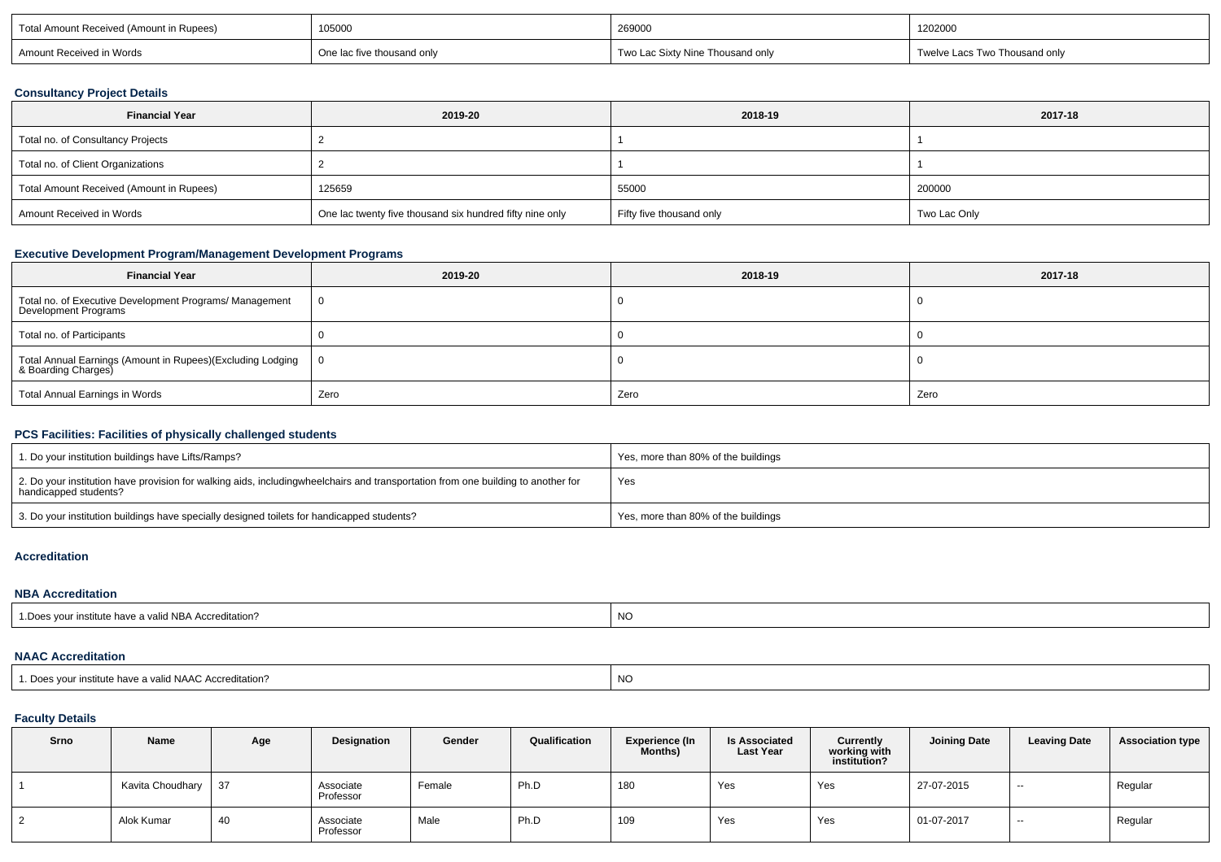| Total Amount Received (Amount in Rupees) | 105000 | 269000 | 1202000 |
|---|---|---|---|
| Amount Received in Words | One lac five thousand only | Two Lac Sixty Nine Thousand only | Twelve Lacs Two Thousand only |

### Consultancy Project Details

| Financial Year | 2019-20 | 2018-19 | 2017-18 |
|---|---|---|---|
| Total no. of Consultancy Projects | 2 | 1 | 1 |
| Total no. of Client Organizations | 2 | 1 | 1 |
| Total Amount Received (Amount in Rupees) | 125659 | 55000 | 200000 |
| Amount Received in Words | One lac twenty five thousand six hundred fifty nine only | Fifty five thousand only | Two Lac Only |

### Executive Development Program/Management Development Programs

| Financial Year | 2019-20 | 2018-19 | 2017-18 |
|---|---|---|---|
| Total no. of Executive Development Programs/ Management Development Programs | 0 | 0 | 0 |
| Total no. of Participants | 0 | 0 | 0 |
| Total Annual Earnings (Amount in Rupees)(Excluding Lodging & Boarding Charges) | 0 | 0 | 0 |
| Total Annual Earnings in Words | Zero | Zero | Zero |

### PCS Facilities: Facilities of physically challenged students

| | |
|---|---|
| 1. Do your institution buildings have Lifts/Ramps? | Yes, more than 80% of the buildings |
| 2. Do your institution have provision for walking aids, includingwheelchairs and transportation from one building to another for handicapped students? | Yes |
| 3. Do your institution buildings have specially designed toilets for handicapped students? | Yes, more than 80% of the buildings |

### Accreditation

### NBA Accreditation

| | |
|---|---|
| 1.Does your institute have a valid NBA Accreditation? | NO |

### NAAC Accreditation

| | |
|---|---|
| 1. Does your institute have a valid NAAC Accreditation? | NO |

### Faculty Details

| Srno | Name | Age | Designation | Gender | Qualification | Experience (In Months) | Is Associated Last Year | Currently working with institution? | Joining Date | Leaving Date | Association type |
|---|---|---|---|---|---|---|---|---|---|---|---|
| 1 | Kavita Choudhary | 37 | Associate Professor | Female | Ph.D | 180 | Yes | Yes | 27-07-2015 | -- | Regular |
| 2 | Alok Kumar | 40 | Associate Professor | Male | Ph.D | 109 | Yes | Yes | 01-07-2017 | -- | Regular |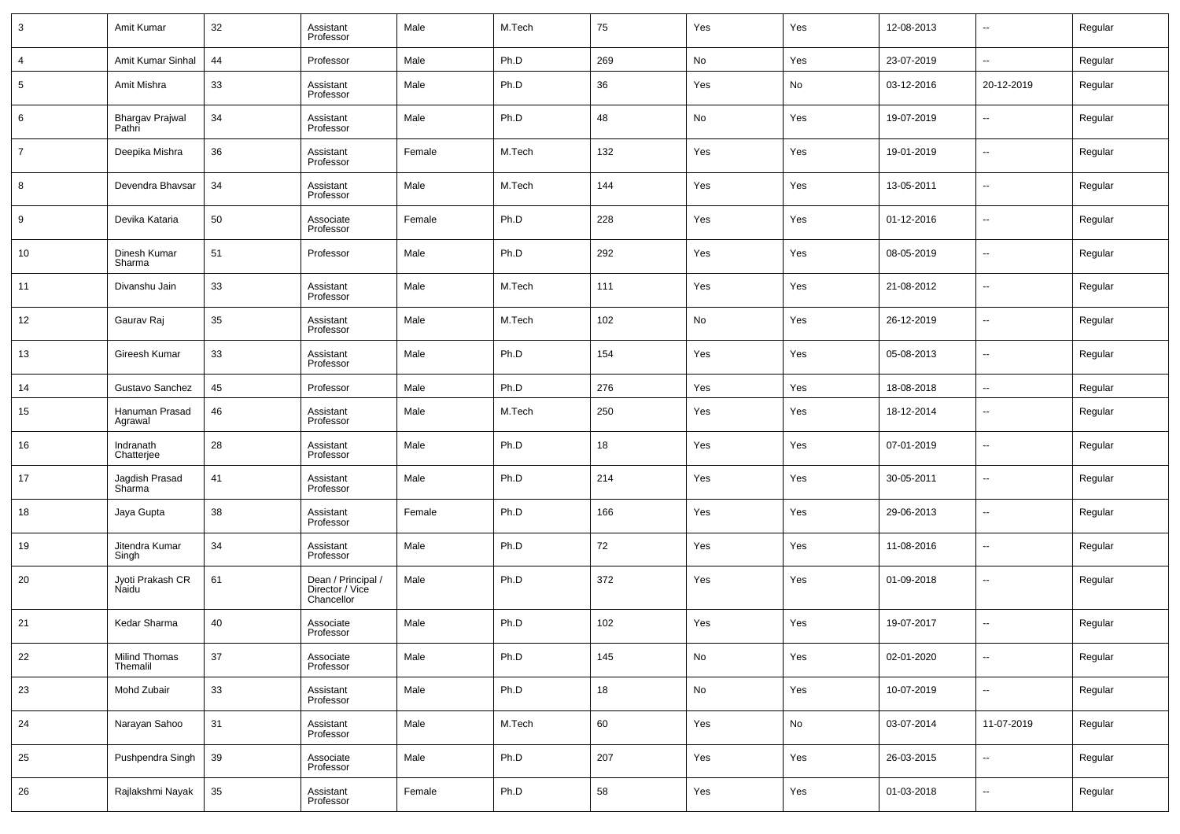| 3 | Amit Kumar | 32 | Assistant Professor | Male | M.Tech | 75 | Yes | Yes | 12-08-2013 | -- | Regular |
|---|---|---|---|---|---|---|---|---|---|---|---|
| 4 | Amit Kumar Sinhal | 44 | Professor | Male | Ph.D | 269 | No | Yes | 23-07-2019 | -- | Regular |
| 5 | Amit Mishra | 33 | Assistant Professor | Male | Ph.D | 36 | Yes | No | 03-12-2016 | 20-12-2019 | Regular |
| 6 | Bhargav Prajwal Pathri | 34 | Assistant Professor | Male | Ph.D | 48 | No | Yes | 19-07-2019 | -- | Regular |
| 7 | Deepika Mishra | 36 | Assistant Professor | Female | M.Tech | 132 | Yes | Yes | 19-01-2019 | -- | Regular |
| 8 | Devendra Bhavsar | 34 | Assistant Professor | Male | M.Tech | 144 | Yes | Yes | 13-05-2011 | -- | Regular |
| 9 | Devika Kataria | 50 | Associate Professor | Female | Ph.D | 228 | Yes | Yes | 01-12-2016 | -- | Regular |
| 10 | Dinesh Kumar Sharma | 51 | Professor | Male | Ph.D | 292 | Yes | Yes | 08-05-2019 | -- | Regular |
| 11 | Divanshu Jain | 33 | Assistant Professor | Male | M.Tech | 111 | Yes | Yes | 21-08-2012 | -- | Regular |
| 12 | Gaurav Raj | 35 | Assistant Professor | Male | M.Tech | 102 | No | Yes | 26-12-2019 | -- | Regular |
| 13 | Gireesh Kumar | 33 | Assistant Professor | Male | Ph.D | 154 | Yes | Yes | 05-08-2013 | -- | Regular |
| 14 | Gustavo Sanchez | 45 | Professor | Male | Ph.D | 276 | Yes | Yes | 18-08-2018 | -- | Regular |
| 15 | Hanuman Prasad Agrawal | 46 | Assistant Professor | Male | M.Tech | 250 | Yes | Yes | 18-12-2014 | -- | Regular |
| 16 | Indranath Chatterjee | 28 | Assistant Professor | Male | Ph.D | 18 | Yes | Yes | 07-01-2019 | -- | Regular |
| 17 | Jagdish Prasad Sharma | 41 | Assistant Professor | Male | Ph.D | 214 | Yes | Yes | 30-05-2011 | -- | Regular |
| 18 | Jaya Gupta | 38 | Assistant Professor | Female | Ph.D | 166 | Yes | Yes | 29-06-2013 | -- | Regular |
| 19 | Jitendra Kumar Singh | 34 | Assistant Professor | Male | Ph.D | 72 | Yes | Yes | 11-08-2016 | -- | Regular |
| 20 | Jyoti Prakash CR Naidu | 61 | Dean / Principal / Director / Vice Chancellor | Male | Ph.D | 372 | Yes | Yes | 01-09-2018 | -- | Regular |
| 21 | Kedar Sharma | 40 | Associate Professor | Male | Ph.D | 102 | Yes | Yes | 19-07-2017 | -- | Regular |
| 22 | Milind Thomas Themalil | 37 | Associate Professor | Male | Ph.D | 145 | No | Yes | 02-01-2020 | -- | Regular |
| 23 | Mohd Zubair | 33 | Assistant Professor | Male | Ph.D | 18 | No | Yes | 10-07-2019 | -- | Regular |
| 24 | Narayan Sahoo | 31 | Assistant Professor | Male | M.Tech | 60 | Yes | No | 03-07-2014 | 11-07-2019 | Regular |
| 25 | Pushpendra Singh | 39 | Associate Professor | Male | Ph.D | 207 | Yes | Yes | 26-03-2015 | -- | Regular |
| 26 | Rajlakshmi Nayak | 35 | Assistant Professor | Female | Ph.D | 58 | Yes | Yes | 01-03-2018 | -- | Regular |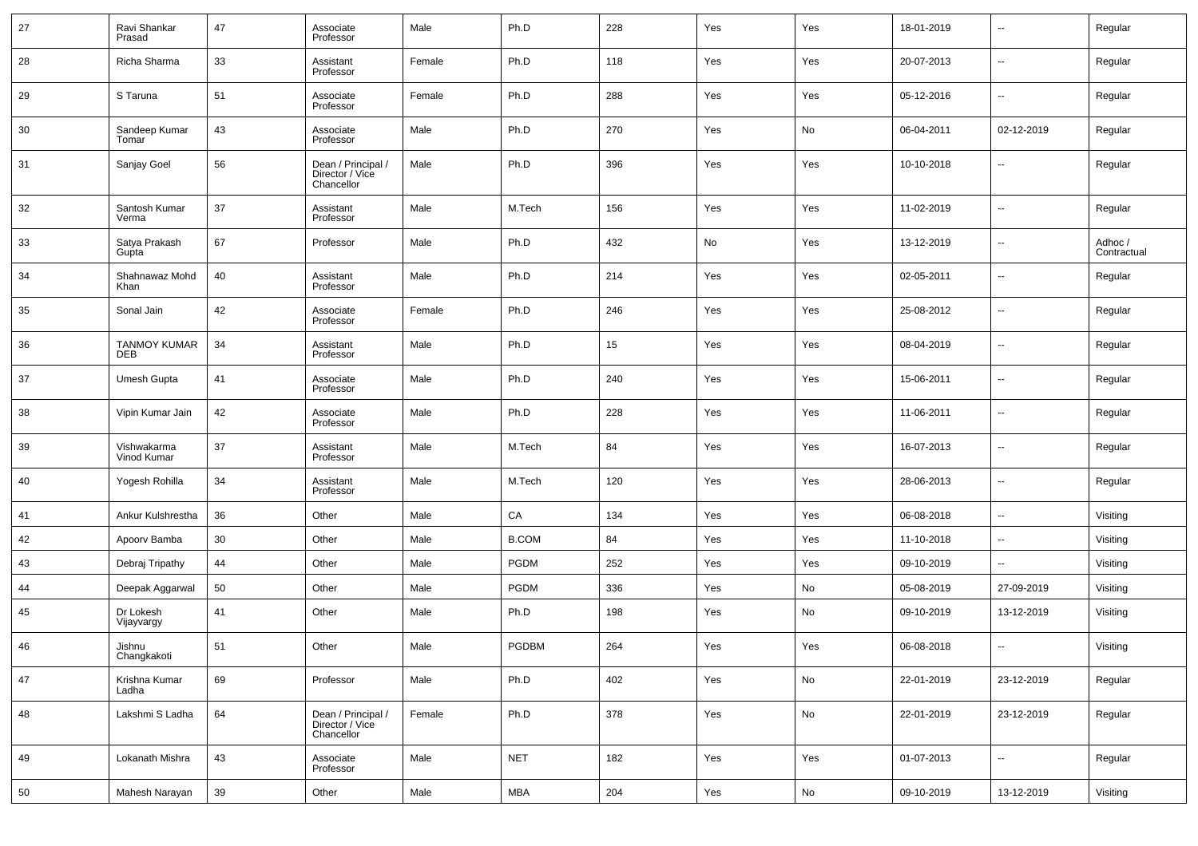| 27 | Ravi Shankar Prasad | 47 | Associate Professor | Male | Ph.D | 228 | Yes | Yes | 18-01-2019 | -- | Regular |
|---|---|---|---|---|---|---|---|---|---|---|---|
| 28 | Richa Sharma | 33 | Assistant Professor | Female | Ph.D | 118 | Yes | Yes | 20-07-2013 | -- | Regular |
| 29 | S Taruna | 51 | Associate Professor | Female | Ph.D | 288 | Yes | Yes | 05-12-2016 | -- | Regular |
| 30 | Sandeep Kumar Tomar | 43 | Associate Professor | Male | Ph.D | 270 | Yes | No | 06-04-2011 | 02-12-2019 | Regular |
| 31 | Sanjay Goel | 56 | Dean / Principal / Director / Vice Chancellor | Male | Ph.D | 396 | Yes | Yes | 10-10-2018 | -- | Regular |
| 32 | Santosh Kumar Verma | 37 | Assistant Professor | Male | M.Tech | 156 | Yes | Yes | 11-02-2019 | -- | Regular |
| 33 | Satya Prakash Gupta | 67 | Professor | Male | Ph.D | 432 | No | Yes | 13-12-2019 | -- | Adhoc / Contractual |
| 34 | Shahnawaz Mohd Khan | 40 | Assistant Professor | Male | Ph.D | 214 | Yes | Yes | 02-05-2011 | -- | Regular |
| 35 | Sonal Jain | 42 | Associate Professor | Female | Ph.D | 246 | Yes | Yes | 25-08-2012 | -- | Regular |
| 36 | TANMOY KUMAR DEB | 34 | Assistant Professor | Male | Ph.D | 15 | Yes | Yes | 08-04-2019 | -- | Regular |
| 37 | Umesh Gupta | 41 | Associate Professor | Male | Ph.D | 240 | Yes | Yes | 15-06-2011 | -- | Regular |
| 38 | Vipin Kumar Jain | 42 | Associate Professor | Male | Ph.D | 228 | Yes | Yes | 11-06-2011 | -- | Regular |
| 39 | Vishwakarma Vinod Kumar | 37 | Assistant Professor | Male | M.Tech | 84 | Yes | Yes | 16-07-2013 | -- | Regular |
| 40 | Yogesh Rohilla | 34 | Assistant Professor | Male | M.Tech | 120 | Yes | Yes | 28-06-2013 | -- | Regular |
| 41 | Ankur Kulshrestha | 36 | Other | Male | CA | 134 | Yes | Yes | 06-08-2018 | -- | Visiting |
| 42 | Apoorv Bamba | 30 | Other | Male | B.COM | 84 | Yes | Yes | 11-10-2018 | -- | Visiting |
| 43 | Debraj Tripathy | 44 | Other | Male | PGDM | 252 | Yes | Yes | 09-10-2019 | -- | Visiting |
| 44 | Deepak Aggarwal | 50 | Other | Male | PGDM | 336 | Yes | No | 05-08-2019 | 27-09-2019 | Visiting |
| 45 | Dr Lokesh Vijayvargy | 41 | Other | Male | Ph.D | 198 | Yes | No | 09-10-2019 | 13-12-2019 | Visiting |
| 46 | Jishnu Changkakoti | 51 | Other | Male | PGDBM | 264 | Yes | Yes | 06-08-2018 | -- | Visiting |
| 47 | Krishna Kumar Ladha | 69 | Professor | Male | Ph.D | 402 | Yes | No | 22-01-2019 | 23-12-2019 | Regular |
| 48 | Lakshmi S Ladha | 64 | Dean / Principal / Director / Vice Chancellor | Female | Ph.D | 378 | Yes | No | 22-01-2019 | 23-12-2019 | Regular |
| 49 | Lokanath Mishra | 43 | Associate Professor | Male | NET | 182 | Yes | Yes | 01-07-2013 | -- | Regular |
| 50 | Mahesh Narayan | 39 | Other | Male | MBA | 204 | Yes | No | 09-10-2019 | 13-12-2019 | Visiting |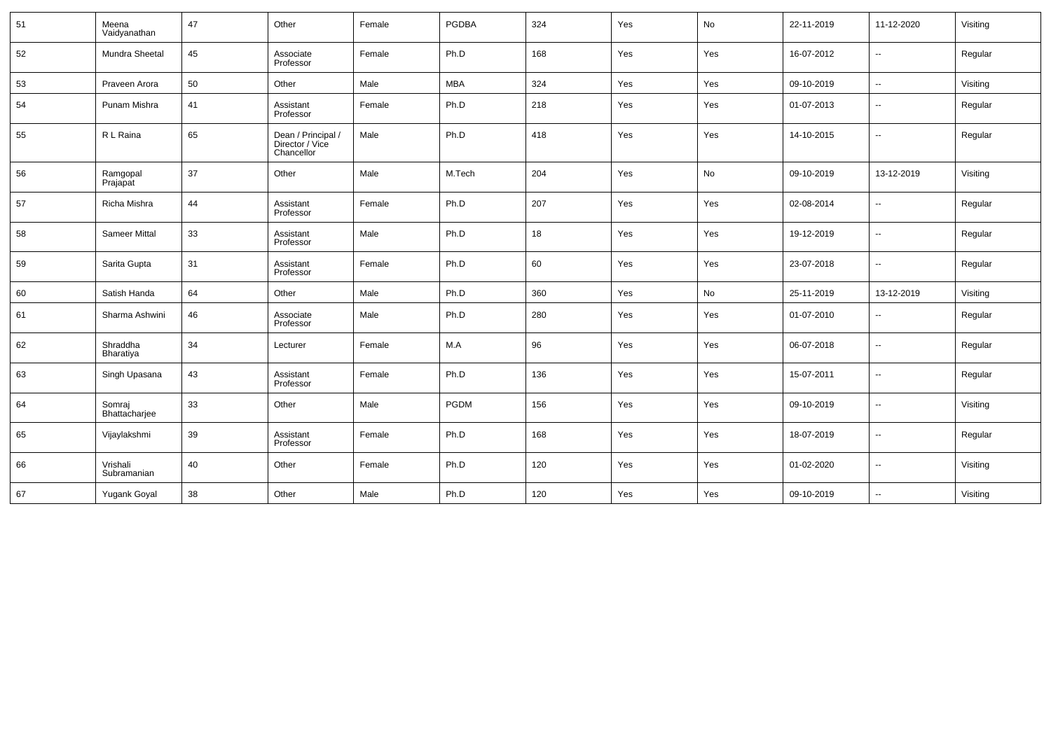| | | | | | | | | | | | |
|---|---|---|---|---|---|---|---|---|---|---|---|
| 51 | Meena Vaidyanathan | 47 | Other | Female | PGDBA | 324 | Yes | No | 22-11-2019 | 11-12-2020 | Visiting |
| 52 | Mundra Sheetal | 45 | Associate Professor | Female | Ph.D | 168 | Yes | Yes | 16-07-2012 | -- | Regular |
| 53 | Praveen Arora | 50 | Other | Male | MBA | 324 | Yes | Yes | 09-10-2019 | -- | Visiting |
| 54 | Punam Mishra | 41 | Assistant Professor | Female | Ph.D | 218 | Yes | Yes | 01-07-2013 | -- | Regular |
| 55 | R L Raina | 65 | Dean / Principal / Director / Vice Chancellor | Male | Ph.D | 418 | Yes | Yes | 14-10-2015 | -- | Regular |
| 56 | Ramgopal Prajapat | 37 | Other | Male | M.Tech | 204 | Yes | No | 09-10-2019 | 13-12-2019 | Visiting |
| 57 | Richa Mishra | 44 | Assistant Professor | Female | Ph.D | 207 | Yes | Yes | 02-08-2014 | -- | Regular |
| 58 | Sameer Mittal | 33 | Assistant Professor | Male | Ph.D | 18 | Yes | Yes | 19-12-2019 | -- | Regular |
| 59 | Sarita Gupta | 31 | Assistant Professor | Female | Ph.D | 60 | Yes | Yes | 23-07-2018 | -- | Regular |
| 60 | Satish Handa | 64 | Other | Male | Ph.D | 360 | Yes | No | 25-11-2019 | 13-12-2019 | Visiting |
| 61 | Sharma Ashwini | 46 | Associate Professor | Male | Ph.D | 280 | Yes | Yes | 01-07-2010 | -- | Regular |
| 62 | Shraddha Bharatiya | 34 | Lecturer | Female | M.A | 96 | Yes | Yes | 06-07-2018 | -- | Regular |
| 63 | Singh Upasana | 43 | Assistant Professor | Female | Ph.D | 136 | Yes | Yes | 15-07-2011 | -- | Regular |
| 64 | Somraj Bhattacharjee | 33 | Other | Male | PGDM | 156 | Yes | Yes | 09-10-2019 | -- | Visiting |
| 65 | Vijaylakshmi | 39 | Assistant Professor | Female | Ph.D | 168 | Yes | Yes | 18-07-2019 | -- | Regular |
| 66 | Vrishali Subramanian | 40 | Other | Female | Ph.D | 120 | Yes | Yes | 01-02-2020 | -- | Visiting |
| 67 | Yugank Goyal | 38 | Other | Male | Ph.D | 120 | Yes | Yes | 09-10-2019 | -- | Visiting |